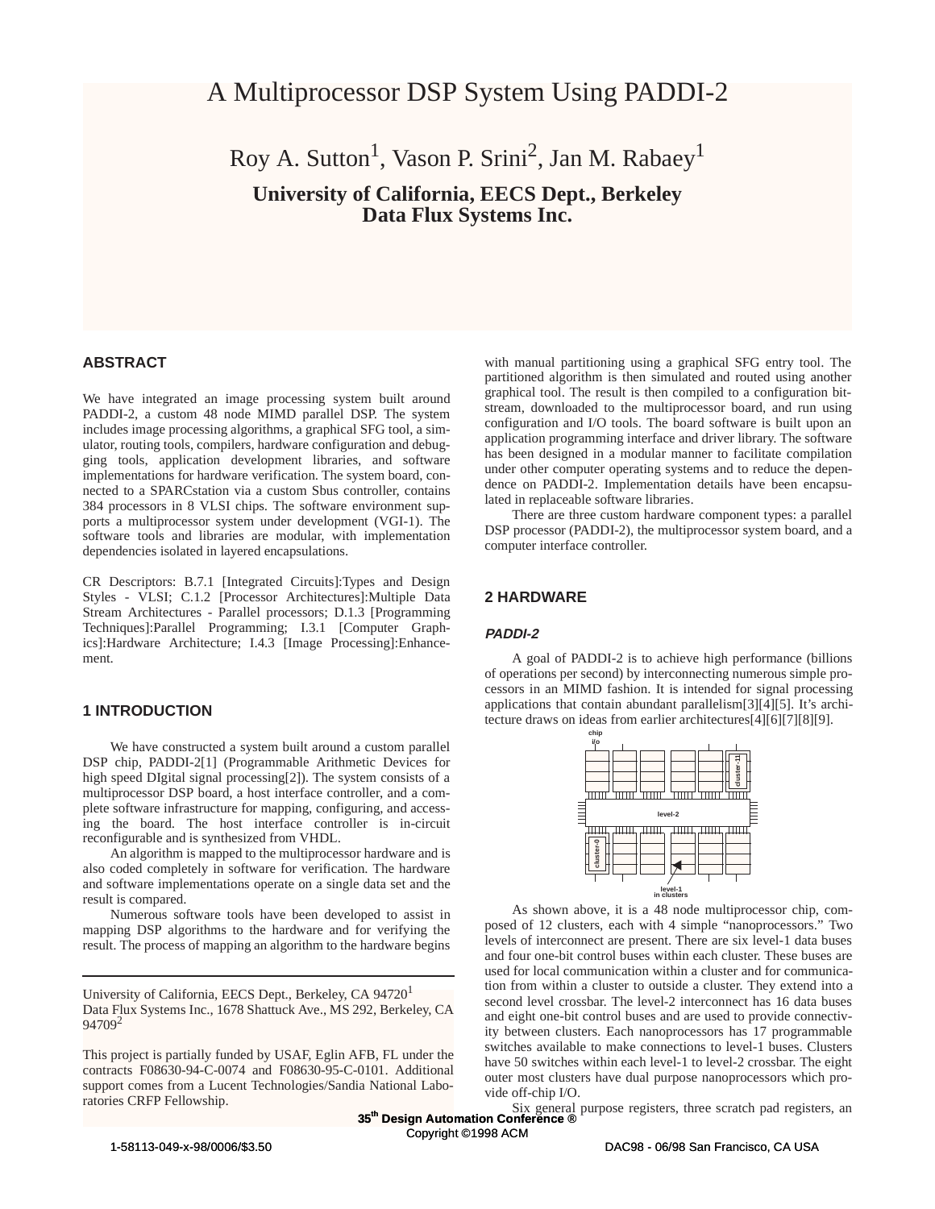# A Multiprocessor DSP System Using PADDI-2

Roy A. Sutton[1], Vason P. Srini[2], Jan M. Rabaey[1]

**University of California, EECS Dept., Berkeley**
**Data Flux Systems Inc.**

## ABSTRACT

We have integrated an image processing system built around PADDI-2, a custom 48 node MIMD parallel DSP. The system includes image processing algorithms, a graphical SFG tool, a simulator, routing tools, compilers, hardware configuration and debugging tools, application development libraries, and software implementations for hardware verification. The system board, connected to a SPARCstation via a custom Sbus controller, contains 384 processors in 8 VLSI chips. The software environment supports a multiprocessor system under development (VGI-1). The software tools and libraries are modular, with implementation dependencies isolated in layered encapsulations.

CR Descriptors: B.7.1 [Integrated Circuits]:Types and Design Styles - VLSI; C.1.2 [Processor Architectures]:Multiple Data Stream Architectures - Parallel processors; D.1.3 [Programming Techniques]:Parallel Programming; I.3.1 [Computer Graphics]:Hardware Architecture; I.4.3 [Image Processing]:Enhancement.

## 1 INTRODUCTION

We have constructed a system built around a custom parallel DSP chip, PADDI-2[1] (Programmable Arithmetic Devices for high speed DIgital signal processing[2]). The system consists of a multiprocessor DSP board, a host interface controller, and a complete software infrastructure for mapping, configuring, and accessing the board. The host interface controller is in-circuit reconfigurable and is synthesized from VHDL.

An algorithm is mapped to the multiprocessor hardware and is also coded completely in software for verification. The hardware and software implementations operate on a single data set and the result is compared.

Numerous software tools have been developed to assist in mapping DSP algorithms to the hardware and for verifying the result. The process of mapping an algorithm to the hardware begins with manual partitioning using a graphical SFG entry tool. The partitioned algorithm is then simulated and routed using another graphical tool. The result is then compiled to a configuration bitstream, downloaded to the multiprocessor board, and run using configuration and I/O tools. The board software is built upon an application programming interface and driver library. The software has been designed in a modular manner to facilitate compilation under other computer operating systems and to reduce the dependence on PADDI-2. Implementation details have been encapsulated in replaceable software libraries.

There are three custom hardware component types: a parallel DSP processor (PADDI-2), the multiprocessor system board, and a computer interface controller.

---

University of California, EECS Dept., Berkeley, CA 94720[1]
Data Flux Systems Inc., 1678 Shattuck Ave., MS 292, Berkeley, CA 94709[2]

This project is partially funded by USAF, Eglin AFB, FL under the contracts F08630-94-C-0074 and F08630-95-C-0101. Additional support comes from a Lucent Technologies/Sandia National Laboratories CRFP Fellowship.

## 2 HARDWARE

### *PADDI-2*

A goal of PADDI-2 is to achieve high performance (billions of operations per second) by interconnecting numerous simple processors in an MIMD fashion. It is intended for signal processing applications that contain abundant parallelism[3][4][5]. It's architecture draws on ideas from earlier architectures[4][6][7][8][9].

As shown above, it is a 48 node multiprocessor chip, composed of 12 clusters, each with 4 simple "nanoprocessors." Two levels of interconnect are present. There are six level-1 data buses and four one-bit control buses within each cluster. These buses are used for local communication within a cluster and for communication from within a cluster to outside a cluster. They extend into a second level crossbar. The level-2 interconnect has 16 data buses and eight one-bit control buses and are used to provide connectivity between clusters. Each nanoprocessors has 17 programmable switches available to make connections to level-1 buses. Clusters have 50 switches within each level-1 to level-2 crossbar. The eight outer most clusters have dual purpose nanoprocessors which provide off-chip I/O.

Six general purpose registers, three scratch pad registers, an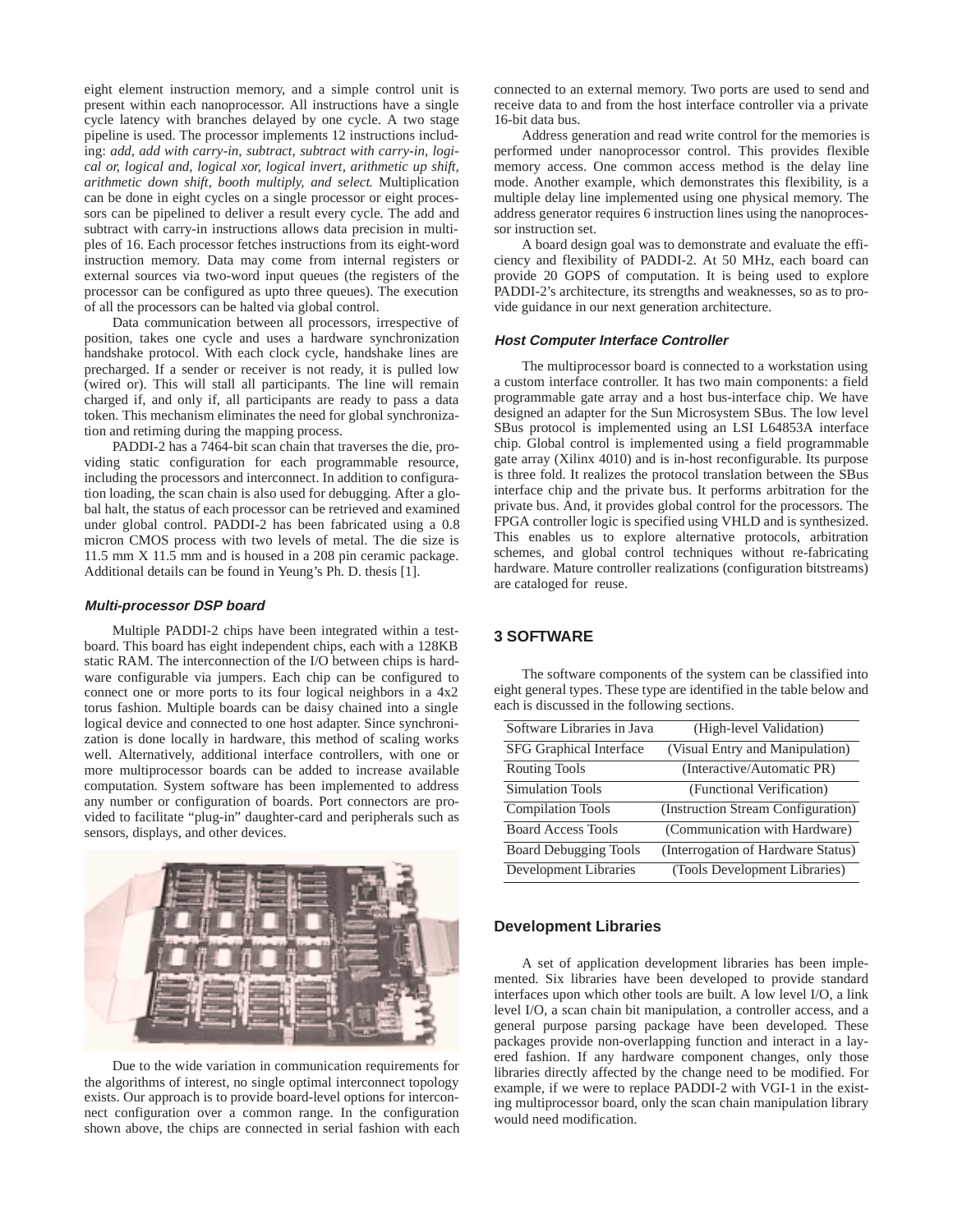eight element instruction memory, and a simple control unit is present within each nanoprocessor. All instructions have a single cycle latency with branches delayed by one cycle. A two stage pipeline is used. The processor implements 12 instructions including: *add, add with carry-in, subtract, subtract with carry-in, logical or, logical and, logical xor, logical invert, arithmetic up shift, arithmetic down shift, booth multiply, and select*. Multiplication can be done in eight cycles on a single processor or eight processors can be pipelined to deliver a result every cycle. The add and subtract with carry-in instructions allows data precision in multiples of 16. Each processor fetches instructions from its eight-word instruction memory. Data may come from internal registers or external sources via two-word input queues (the registers of the processor can be configured as upto three queues). The execution of all the processors can be halted via global control.

Data communication between all processors, irrespective of position, takes one cycle and uses a hardware synchronization handshake protocol. With each clock cycle, handshake lines are precharged. If a sender or receiver is not ready, it is pulled low (wired or). This will stall all participants. The line will remain charged if, and only if, all participants are ready to pass a data token. This mechanism eliminates the need for global synchronization and retiming during the mapping process.

PADDI-2 has a 7464-bit scan chain that traverses the die, providing static configuration for each programmable resource, including the processors and interconnect. In addition to configuration loading, the scan chain is also used for debugging. After a global halt, the status of each processor can be retrieved and examined under global control. PADDI-2 has been fabricated using a 0.8 micron CMOS process with two levels of metal. The die size is 11.5 mm X 11.5 mm and is housed in a 208 pin ceramic package. Additional details can be found in Yeung's Ph. D. thesis [1].

### Multi-processor DSP board

Multiple PADDI-2 chips have been integrated within a testboard. This board has eight independent chips, each with a 128KB static RAM. The interconnection of the I/O between chips is hardware configurable via jumpers. Each chip can be configured to connect one or more ports to its four logical neighbors in a 4x2 torus fashion. Multiple boards can be daisy chained into a single logical device and connected to one host adapter. Since synchronization is done locally in hardware, this method of scaling works well. Alternatively, additional interface controllers, with one or more multiprocessor boards can be added to increase available computation. System software has been implemented to address any number or configuration of boards. Port connectors are provided to facilitate "plug-in" daughter-card and peripherals such as sensors, displays, and other devices.

Due to the wide variation in communication requirements for the algorithms of interest, no single optimal interconnect topology exists. Our approach is to provide board-level options for interconnect configuration over a common range. In the configuration shown above, the chips are connected in serial fashion with each connected to an external memory. Two ports are used to send and receive data to and from the host interface controller via a private 16-bit data bus.

Address generation and read write control for the memories is performed under nanoprocessor control. This provides flexible memory access. One common access method is the delay line mode. Another example, which demonstrates this flexibility, is a multiple delay line implemented using one physical memory. The address generator requires 6 instruction lines using the nanoprocessor instruction set.

A board design goal was to demonstrate and evaluate the efficiency and flexibility of PADDI-2. At 50 MHz, each board can provide 20 GOPS of computation. It is being used to explore PADDI-2's architecture, its strengths and weaknesses, so as to provide guidance in our next generation architecture.

### Host Computer Interface Controller

The multiprocessor board is connected to a workstation using a custom interface controller. It has two main components: a field programmable gate array and a host bus-interface chip. We have designed an adapter for the Sun Microsystem SBus. The low level SBus protocol is implemented using an LSI L64853A interface chip. Global control is implemented using a field programmable gate array (Xilinx 4010) and is in-host reconfigurable. Its purpose is three fold. It realizes the protocol translation between the SBus interface chip and the private bus. It performs arbitration for the private bus. And, it provides global control for the processors. The FPGA controller logic is specified using VHLD and is synthesized. This enables us to explore alternative protocols, arbitration schemes, and global control techniques without re-fabricating hardware. Mature controller realizations (configuration bitstreams) are cataloged for reuse.

## 3 SOFTWARE

The software components of the system can be classified into eight general types. These type are identified in the table below and each is discussed in the following sections.

| Software Libraries in Java | (High-level Validation) |
|---|---|
| SFG Graphical Interface | (Visual Entry and Manipulation) |
| Routing Tools | (Interactive/Automatic PR) |
| Simulation Tools | (Functional Verification) |
| Compilation Tools | (Instruction Stream Configuration) |
| Board Access Tools | (Communication with Hardware) |
| Board Debugging Tools | (Interrogation of Hardware Status) |
| Development Libraries | (Tools Development Libraries) |

### Development Libraries

A set of application development libraries has been implemented. Six libraries have been developed to provide standard interfaces upon which other tools are built. A low level I/O, a link level I/O, a scan chain bit manipulation, a controller access, and a general purpose parsing package have been developed. These packages provide non-overlapping function and interact in a layered fashion. If any hardware component changes, only those libraries directly affected by the change need to be modified. For example, if we were to replace PADDI-2 with VGI-1 in the existing multiprocessor board, only the scan chain manipulation library would need modification.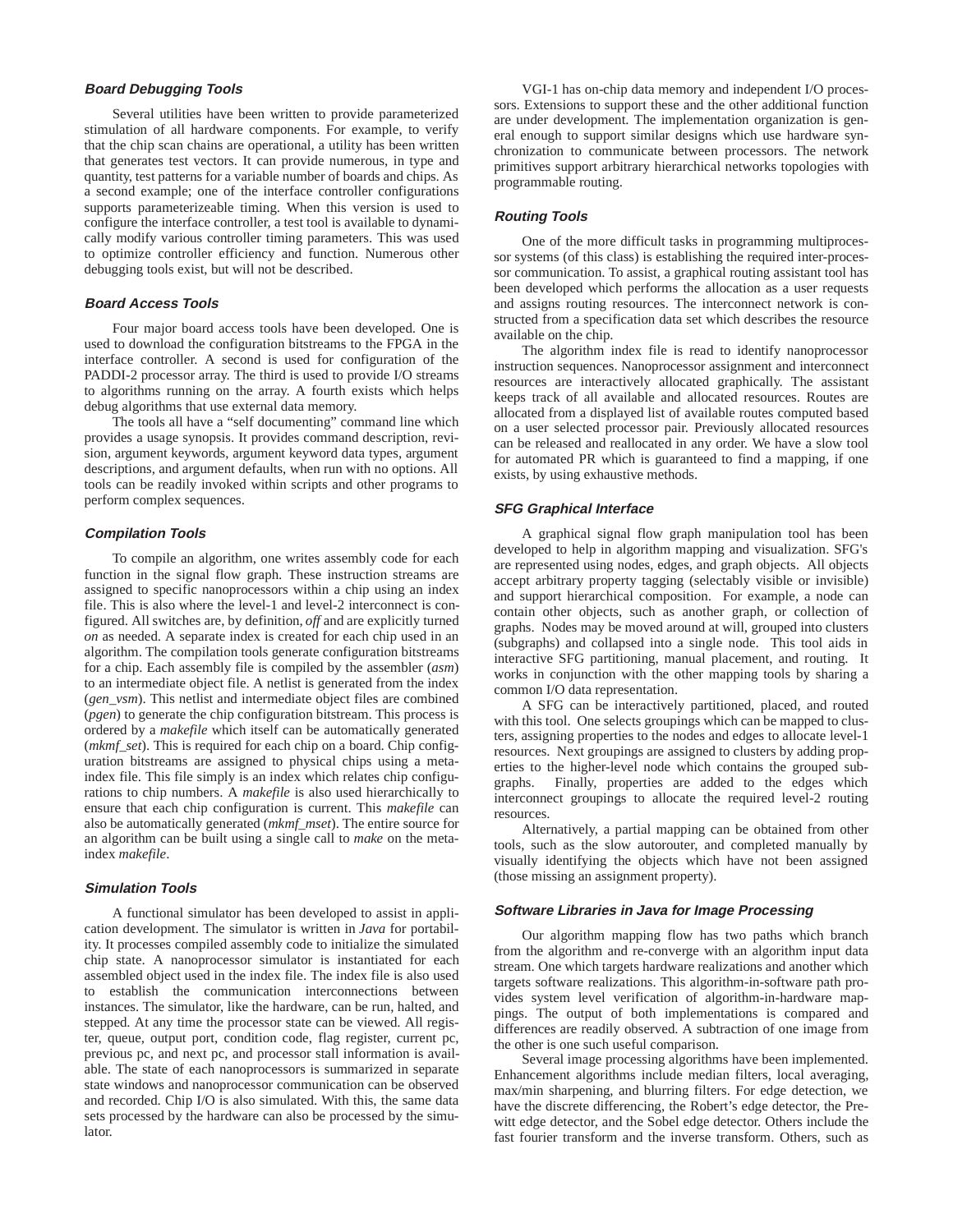### Board Debugging Tools

Several utilities have been written to provide parameterized stimulation of all hardware components. For example, to verify that the chip scan chains are operational, a utility has been written that generates test vectors. It can provide numerous, in type and quantity, test patterns for a variable number of boards and chips. As a second example; one of the interface controller configurations supports parameterizeable timing. When this version is used to configure the interface controller, a test tool is available to dynamically modify various controller timing parameters. This was used to optimize controller efficiency and function. Numerous other debugging tools exist, but will not be described.

### Board Access Tools

Four major board access tools have been developed. One is used to download the configuration bitstreams to the FPGA in the interface controller. A second is used for configuration of the PADDI-2 processor array. The third is used to provide I/O streams to algorithms running on the array. A fourth exists which helps debug algorithms that use external data memory.

The tools all have a “self documenting” command line which provides a usage synopsis. It provides command description, revision, argument keywords, argument keyword data types, argument descriptions, and argument defaults, when run with no options. All tools can be readily invoked within scripts and other programs to perform complex sequences.

### Compilation Tools

To compile an algorithm, one writes assembly code for each function in the signal flow graph. These instruction streams are assigned to specific nanoprocessors within a chip using an index file. This is also where the level-1 and level-2 interconnect is configured. All switches are, by definition, *off* and are explicitly turned *on* as needed. A separate index is created for each chip used in an algorithm. The compilation tools generate configuration bitstreams for a chip. Each assembly file is compiled by the assembler (*asm*) to an intermediate object file. A netlist is generated from the index (*gen_vsm*). This netlist and intermediate object files are combined (*pgen*) to generate the chip configuration bitstream. This process is ordered by a *makefile* which itself can be automatically generated (*mkmf_set*). This is required for each chip on a board. Chip configuration bitstreams are assigned to physical chips using a meta-index file. This file simply is an index which relates chip configurations to chip numbers. A *makefile* is also used hierarchically to ensure that each chip configuration is current. This *makefile* can also be automatically generated (*mkmf_mset*). The entire source for an algorithm can be built using a single call to *make* on the meta-index *makefile*.

### Simulation Tools

A functional simulator has been developed to assist in application development. The simulator is written in *Java* for portability. It processes compiled assembly code to initialize the simulated chip state. A nanoprocessor simulator is instantiated for each assembled object used in the index file. The index file is also used to establish the communication interconnections between instances. The simulator, like the hardware, can be run, halted, and stepped. At any time the processor state can be viewed. All register, queue, output port, condition code, flag register, current pc, previous pc, and next pc, and processor stall information is available. The state of each nanoprocessors is summarized in separate state windows and nanoprocessor communication can be observed and recorded. Chip I/O is also simulated. With this, the same data sets processed by the hardware can also be processed by the simulator.

VGI-1 has on-chip data memory and independent I/O processors. Extensions to support these and the other additional function are under development. The implementation organization is general enough to support similar designs which use hardware synchronization to communicate between processors. The network primitives support arbitrary hierarchical networks topologies with programmable routing.

### Routing Tools

One of the more difficult tasks in programming multiprocessor systems (of this class) is establishing the required inter-processor communication. To assist, a graphical routing assistant tool has been developed which performs the allocation as a user requests and assigns routing resources. The interconnect network is constructed from a specification data set which describes the resource available on the chip.

The algorithm index file is read to identify nanoprocessor instruction sequences. Nanoprocessor assignment and interconnect resources are interactively allocated graphically. The assistant keeps track of all available and allocated resources. Routes are allocated from a displayed list of available routes computed based on a user selected processor pair. Previously allocated resources can be released and reallocated in any order. We have a slow tool for automated PR which is guaranteed to find a mapping, if one exists, by using exhaustive methods.

### SFG Graphical Interface

A graphical signal flow graph manipulation tool has been developed to help in algorithm mapping and visualization. SFG's are represented using nodes, edges, and graph objects. All objects accept arbitrary property tagging (selectably visible or invisible) and support hierarchical composition. For example, a node can contain other objects, such as another graph, or collection of graphs. Nodes may be moved around at will, grouped into clusters (subgraphs) and collapsed into a single node. This tool aids in interactive SFG partitioning, manual placement, and routing. It works in conjunction with the other mapping tools by sharing a common I/O data representation.

A SFG can be interactively partitioned, placed, and routed with this tool. One selects groupings which can be mapped to clusters, assigning properties to the nodes and edges to allocate level-1 resources. Next groupings are assigned to clusters by adding properties to the higher-level node which contains the grouped subgraphs. Finally, properties are added to the edges which interconnect groupings to allocate the required level-2 routing resources.

Alternatively, a partial mapping can be obtained from other tools, such as the slow autorouter, and completed manually by visually identifying the objects which have not been assigned (those missing an assignment property).

### Software Libraries in Java for Image Processing

Our algorithm mapping flow has two paths which branch from the algorithm and re-converge with an algorithm input data stream. One which targets hardware realizations and another which targets software realizations. This algorithm-in-software path provides system level verification of algorithm-in-hardware mappings. The output of both implementations is compared and differences are readily observed. A subtraction of one image from the other is one such useful comparison.

Several image processing algorithms have been implemented. Enhancement algorithms include median filters, local averaging, max/min sharpening, and blurring filters. For edge detection, we have the discrete differencing, the Robert's edge detector, the Prewitt edge detector, and the Sobel edge detector. Others include the fast fourier transform and the inverse transform. Others, such as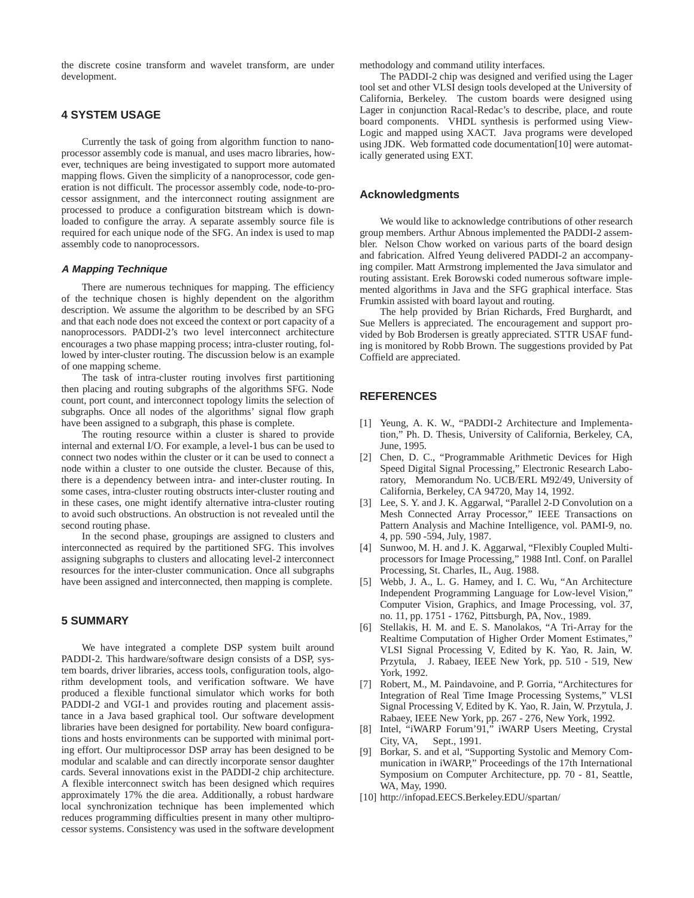the discrete cosine transform and wavelet transform, are under development.

## 4 SYSTEM USAGE

Currently the task of going from algorithm function to nanoprocessor assembly code is manual, and uses macro libraries, however, techniques are being investigated to support more automated mapping flows. Given the simplicity of a nanoprocessor, code generation is not difficult. The processor assembly code, node-to-processor assignment, and the interconnect routing assignment are processed to produce a configuration bitstream which is downloaded to configure the array. A separate assembly source file is required for each unique node of the SFG. An index is used to map assembly code to nanoprocessors.

### *A Mapping Technique*

There are numerous techniques for mapping. The efficiency of the technique chosen is highly dependent on the algorithm description. We assume the algorithm to be described by an SFG and that each node does not exceed the context or port capacity of a nanoprocessors. PADDI-2's two level interconnect architecture encourages a two phase mapping process; intra-cluster routing, followed by inter-cluster routing. The discussion below is an example of one mapping scheme.

The task of intra-cluster routing involves first partitioning then placing and routing subgraphs of the algorithms SFG. Node count, port count, and interconnect topology limits the selection of subgraphs. Once all nodes of the algorithms' signal flow graph have been assigned to a subgraph, this phase is complete.

The routing resource within a cluster is shared to provide internal and external I/O. For example, a level-1 bus can be used to connect two nodes within the cluster or it can be used to connect a node within a cluster to one outside the cluster. Because of this, there is a dependency between intra- and inter-cluster routing. In some cases, intra-cluster routing obstructs inter-cluster routing and in these cases, one might identify alternative intra-cluster routing to avoid such obstructions. An obstruction is not revealed until the second routing phase.

In the second phase, groupings are assigned to clusters and interconnected as required by the partitioned SFG. This involves assigning subgraphs to clusters and allocating level-2 interconnect resources for the inter-cluster communication. Once all subgraphs have been assigned and interconnected, then mapping is complete.

## 5 SUMMARY

We have integrated a complete DSP system built around PADDI-2. This hardware/software design consists of a DSP, system boards, driver libraries, access tools, configuration tools, algorithm development tools, and verification software. We have produced a flexible functional simulator which works for both PADDI-2 and VGI-1 and provides routing and placement assistance in a Java based graphical tool. Our software development libraries have been designed for portability. New board configurations and hosts environments can be supported with minimal porting effort. Our multiprocessor DSP array has been designed to be modular and scalable and can directly incorporate sensor daughter cards. Several innovations exist in the PADDI-2 chip architecture. A flexible interconnect switch has been designed which requires approximately 17% the die area. Additionally, a robust hardware local synchronization technique has been implemented which reduces programming difficulties present in many other multiprocessor systems. Consistency was used in the software development methodology and command utility interfaces.

The PADDI-2 chip was designed and verified using the Lager tool set and other VLSI design tools developed at the University of California, Berkeley. The custom boards were designed using Lager in conjunction Racal-Redac's to describe, place, and route board components. VHDL synthesis is performed using ViewLogic and mapped using XACT. Java programs were developed using JDK. Web formatted code documentation[10] were automatically generated using EXT.

## Acknowledgments

We would like to acknowledge contributions of other research group members. Arthur Abnous implemented the PADDI-2 assembler. Nelson Chow worked on various parts of the board design and fabrication. Alfred Yeung delivered PADDI-2 an accompanying compiler. Matt Armstrong implemented the Java simulator and routing assistant. Erek Borowski coded numerous software implemented algorithms in Java and the SFG graphical interface. Stas Frumkin assisted with board layout and routing.

The help provided by Brian Richards, Fred Burghardt, and Sue Mellers is appreciated. The encouragement and support provided by Bob Brodersen is greatly appreciated. STTR USAF funding is monitored by Robb Brown. The suggestions provided by Pat Coffield are appreciated.

## REFERENCES

[1] Yeung, A. K. W., "PADDI-2 Architecture and Implementation," Ph. D. Thesis, University of California, Berkeley, CA, June, 1995.

[2] Chen, D. C., "Programmable Arithmetic Devices for High Speed Digital Signal Processing," Electronic Research Laboratory, Memorandum No. UCB/ERL M92/49, University of California, Berkeley, CA 94720, May 14, 1992.

[3] Lee, S. Y. and J. K. Aggarwal, "Parallel 2-D Convolution on a Mesh Connected Array Processor," IEEE Transactions on Pattern Analysis and Machine Intelligence, vol. PAMI-9, no. 4, pp. 590 -594, July, 1987.

[4] Sunwoo, M. H. and J. K. Aggarwal, "Flexibly Coupled Multiprocessors for Image Processing," 1988 Intl. Conf. on Parallel Processing, St. Charles, IL, Aug. 1988.

[5] Webb, J. A., L. G. Hamey, and I. C. Wu, "An Architecture Independent Programming Language for Low-level Vision," Computer Vision, Graphics, and Image Processing, vol. 37, no. 11, pp. 1751 - 1762, Pittsburgh, PA, Nov., 1989.

[6] Stellakis, H. M. and E. S. Manolakos, "A Tri-Array for the Realtime Computation of Higher Order Moment Estimates," VLSI Signal Processing V, Edited by K. Yao, R. Jain, W. Przytula, J. Rabaey, IEEE New York, pp. 510 - 519, New York, 1992.

[7] Robert, M., M. Paindavoine, and P. Gorria, "Architectures for Integration of Real Time Image Processing Systems," VLSI Signal Processing V, Edited by K. Yao, R. Jain, W. Przytula, J. Rabaey, IEEE New York, pp. 267 - 276, New York, 1992.

[8] Intel, "iWARP Forum'91," iWARP Users Meeting, Crystal City, VA, Sept., 1991.

[9] Borkar, S. and et al, "Supporting Systolic and Memory Communication in iWARP," Proceedings of the 17th International Symposium on Computer Architecture, pp. 70 - 81, Seattle, WA, May, 1990.

[10] http://infopad.EECS.Berkeley.EDU/spartan/